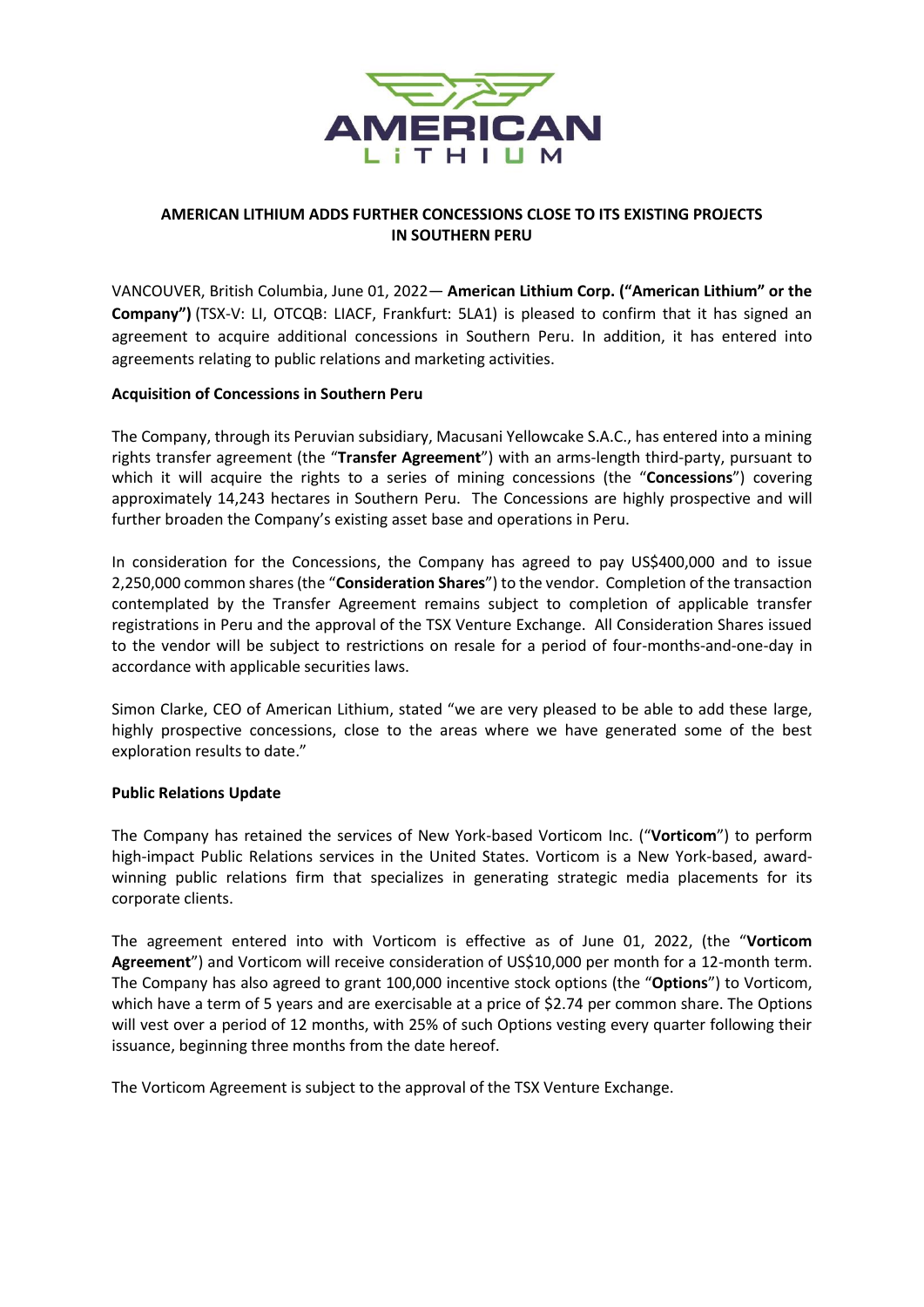# AMERICAN LITHIUM ADDS FURTHER CONCESSIONS CLOSE TO ITS EXISTING PROJECTS IN SOUTHERN PERU

VANCOUVER, British Columbia, June 01, 2022— **American Lithium Corp. ("American Lithium" or the Company")** (TSX-V: LI, OTCQB: LIACF, Frankfurt: 5LA1) is pleased to confirm that it has signed an agreement to acquire additional concessions in Southern Peru. In addition, it has entered into agreements relating to public relations and marketing activities.

**Acquisition of Concessions in Southern Peru**

The Company, through its Peruvian subsidiary, Macusani Yellowcake S.A.C., has entered into a mining rights transfer agreement (the "**Transfer Agreement**") with an arms-length third-party, pursuant to which it will acquire the rights to a series of mining concessions (the "**Concessions**") covering approximately 14,243 hectares in Southern Peru. The Concessions are highly prospective and will further broaden the Company's existing asset base and operations in Peru.

In consideration for the Concessions, the Company has agreed to pay US$400,000 and to issue 2,250,000 common shares (the "**Consideration Shares**") to the vendor. Completion of the transaction contemplated by the Transfer Agreement remains subject to completion of applicable transfer registrations in Peru and the approval of the TSX Venture Exchange. All Consideration Shares issued to the vendor will be subject to restrictions on resale for a period of four-months-and-one-day in accordance with applicable securities laws.

Simon Clarke, CEO of American Lithium, stated "we are very pleased to be able to add these large, highly prospective concessions, close to the areas where we have generated some of the best exploration results to date."

**Public Relations Update**

The Company has retained the services of New York-based Vorticom Inc. ("**Vorticom**") to perform high-impact Public Relations services in the United States. Vorticom is a New York-based, award-winning public relations firm that specializes in generating strategic media placements for its corporate clients.

The agreement entered into with Vorticom is effective as of June 01, 2022, (the "**Vorticom Agreement**") and Vorticom will receive consideration of US$10,000 per month for a 12-month term. The Company has also agreed to grant 100,000 incentive stock options (the "**Options**") to Vorticom, which have a term of 5 years and are exercisable at a price of $2.74 per common share. The Options will vest over a period of 12 months, with 25% of such Options vesting every quarter following their issuance, beginning three months from the date hereof.

The Vorticom Agreement is subject to the approval of the TSX Venture Exchange.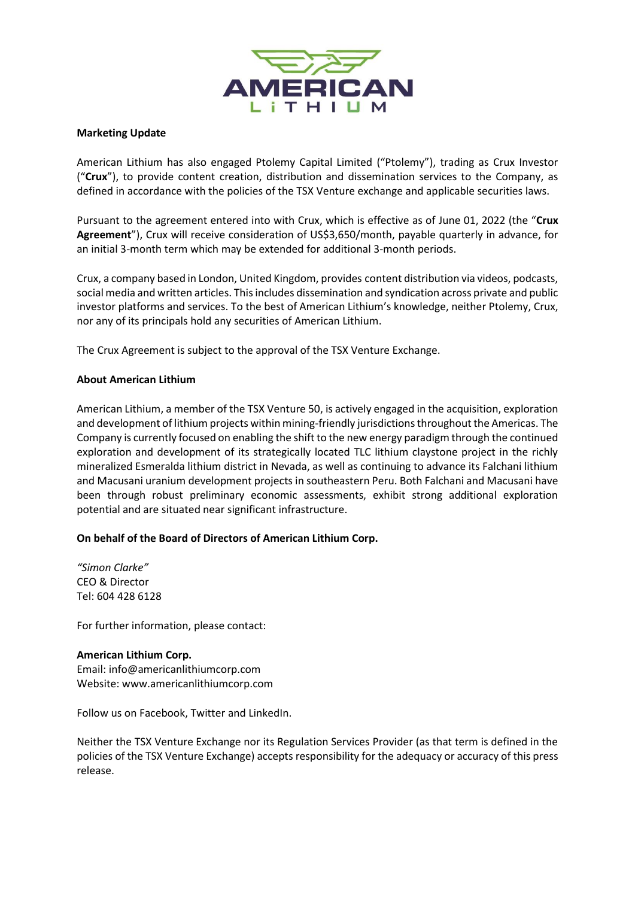**Marketing Update**

American Lithium has also engaged Ptolemy Capital Limited ("Ptolemy"), trading as Crux Investor ("**Crux**"), to provide content creation, distribution and dissemination services to the Company, as defined in accordance with the policies of the TSX Venture exchange and applicable securities laws.

Pursuant to the agreement entered into with Crux, which is effective as of June 01, 2022 (the "**Crux Agreement**"), Crux will receive consideration of US$3,650/month, payable quarterly in advance, for an initial 3-month term which may be extended for additional 3-month periods.

Crux, a company based in London, United Kingdom, provides content distribution via videos, podcasts, social media and written articles. This includes dissemination and syndication across private and public investor platforms and services. To the best of American Lithium's knowledge, neither Ptolemy, Crux, nor any of its principals hold any securities of American Lithium.

The Crux Agreement is subject to the approval of the TSX Venture Exchange.

**About American Lithium**

American Lithium, a member of the TSX Venture 50, is actively engaged in the acquisition, exploration and development of lithium projects within mining-friendly jurisdictions throughout the Americas. The Company is currently focused on enabling the shift to the new energy paradigm through the continued exploration and development of its strategically located TLC lithium claystone project in the richly mineralized Esmeralda lithium district in Nevada, as well as continuing to advance its Falchani lithium and Macusani uranium development projects in southeastern Peru. Both Falchani and Macusani have been through robust preliminary economic assessments, exhibit strong additional exploration potential and are situated near significant infrastructure.

**On behalf of the Board of Directors of American Lithium Corp.**

*"Simon Clarke"*
CEO & Director
Tel: 604 428 6128

For further information, please contact:

**American Lithium Corp.**
Email: info@americanlithiumcorp.com
Website: www.americanlithiumcorp.com

Follow us on Facebook, Twitter and LinkedIn.

Neither the TSX Venture Exchange nor its Regulation Services Provider (as that term is defined in the policies of the TSX Venture Exchange) accepts responsibility for the adequacy or accuracy of this press release.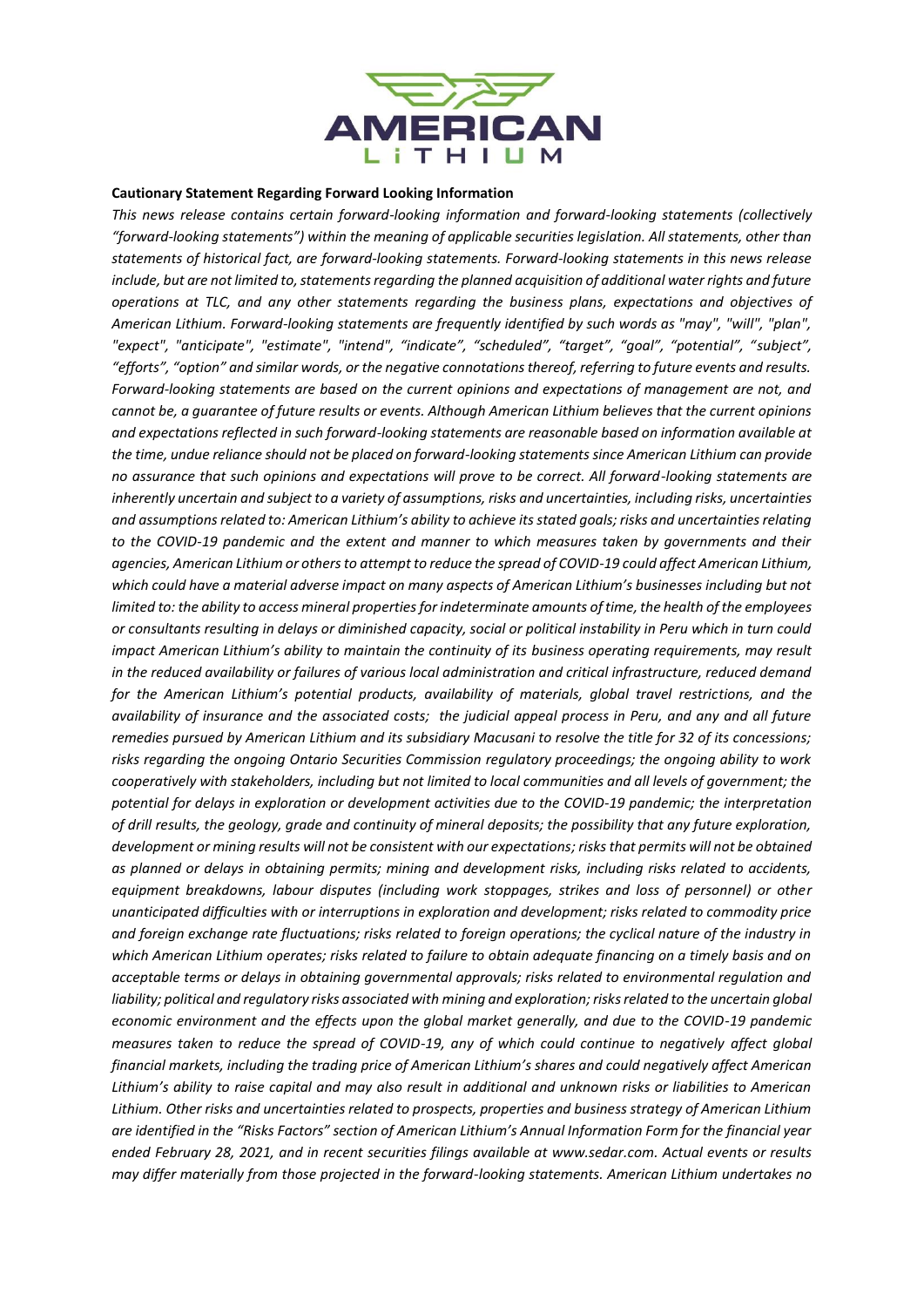**Cautionary Statement Regarding Forward Looking Information**

*This news release contains certain forward-looking information and forward-looking statements (collectively "forward-looking statements") within the meaning of applicable securities legislation. All statements, other than statements of historical fact, are forward-looking statements. Forward-looking statements in this news release include, but are not limited to, statements regarding the planned acquisition of additional water rights and future operations at TLC, and any other statements regarding the business plans, expectations and objectives of American Lithium. Forward-looking statements are frequently identified by such words as "may", "will", "plan", "expect", "anticipate", "estimate", "intend", "indicate", "scheduled", "target", "goal", "potential", "subject", "efforts", "option" and similar words, or the negative connotations thereof, referring to future events and results. Forward-looking statements are based on the current opinions and expectations of management are not, and cannot be, a guarantee of future results or events. Although American Lithium believes that the current opinions and expectations reflected in such forward-looking statements are reasonable based on information available at the time, undue reliance should not be placed on forward-looking statements since American Lithium can provide no assurance that such opinions and expectations will prove to be correct. All forward-looking statements are inherently uncertain and subject to a variety of assumptions, risks and uncertainties, including risks, uncertainties and assumptions related to: American Lithium's ability to achieve its stated goals; risks and uncertainties relating to the COVID-19 pandemic and the extent and manner to which measures taken by governments and their agencies, American Lithium or others to attempt to reduce the spread of COVID-19 could affect American Lithium, which could have a material adverse impact on many aspects of American Lithium's businesses including but not limited to: the ability to access mineral properties for indeterminate amounts of time, the health of the employees or consultants resulting in delays or diminished capacity, social or political instability in Peru which in turn could impact American Lithium's ability to maintain the continuity of its business operating requirements, may result in the reduced availability or failures of various local administration and critical infrastructure, reduced demand for the American Lithium's potential products, availability of materials, global travel restrictions, and the availability of insurance and the associated costs; the judicial appeal process in Peru, and any and all future remedies pursued by American Lithium and its subsidiary Macusani to resolve the title for 32 of its concessions; risks regarding the ongoing Ontario Securities Commission regulatory proceedings; the ongoing ability to work cooperatively with stakeholders, including but not limited to local communities and all levels of government; the potential for delays in exploration or development activities due to the COVID-19 pandemic; the interpretation of drill results, the geology, grade and continuity of mineral deposits; the possibility that any future exploration, development or mining results will not be consistent with our expectations; risks that permits will not be obtained as planned or delays in obtaining permits; mining and development risks, including risks related to accidents, equipment breakdowns, labour disputes (including work stoppages, strikes and loss of personnel) or other unanticipated difficulties with or interruptions in exploration and development; risks related to commodity price and foreign exchange rate fluctuations; risks related to foreign operations; the cyclical nature of the industry in which American Lithium operates; risks related to failure to obtain adequate financing on a timely basis and on acceptable terms or delays in obtaining governmental approvals; risks related to environmental regulation and liability; political and regulatory risks associated with mining and exploration; risks related to the uncertain global economic environment and the effects upon the global market generally, and due to the COVID-19 pandemic measures taken to reduce the spread of COVID-19, any of which could continue to negatively affect global financial markets, including the trading price of American Lithium's shares and could negatively affect American Lithium's ability to raise capital and may also result in additional and unknown risks or liabilities to American Lithium. Other risks and uncertainties related to prospects, properties and business strategy of American Lithium are identified in the "Risks Factors" section of American Lithium's Annual Information Form for the financial year ended February 28, 2021, and in recent securities filings available at www.sedar.com. Actual events or results may differ materially from those projected in the forward-looking statements. American Lithium undertakes no*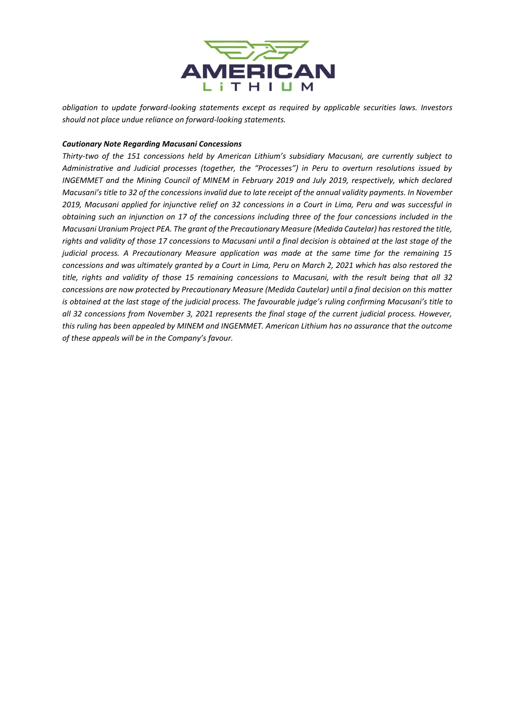*obligation to update forward-looking statements except as required by applicable securities laws. Investors should not place undue reliance on forward-looking statements.*

***Cautionary Note Regarding Macusani Concessions***

*Thirty-two of the 151 concessions held by American Lithium's subsidiary Macusani, are currently subject to Administrative and Judicial processes (together, the "Processes") in Peru to overturn resolutions issued by INGEMMET and the Mining Council of MINEM in February 2019 and July 2019, respectively, which declared Macusani's title to 32 of the concessions invalid due to late receipt of the annual validity payments. In November 2019, Macusani applied for injunctive relief on 32 concessions in a Court in Lima, Peru and was successful in obtaining such an injunction on 17 of the concessions including three of the four concessions included in the Macusani Uranium Project PEA. The grant of the Precautionary Measure (Medida Cautelar) has restored the title, rights and validity of those 17 concessions to Macusani until a final decision is obtained at the last stage of the judicial process. A Precautionary Measure application was made at the same time for the remaining 15 concessions and was ultimately granted by a Court in Lima, Peru on March 2, 2021 which has also restored the title, rights and validity of those 15 remaining concessions to Macusani, with the result being that all 32 concessions are now protected by Precautionary Measure (Medida Cautelar) until a final decision on this matter is obtained at the last stage of the judicial process. The favourable judge's ruling confirming Macusani's title to all 32 concessions from November 3, 2021 represents the final stage of the current judicial process. However, this ruling has been appealed by MINEM and INGEMMET. American Lithium has no assurance that the outcome of these appeals will be in the Company's favour.*